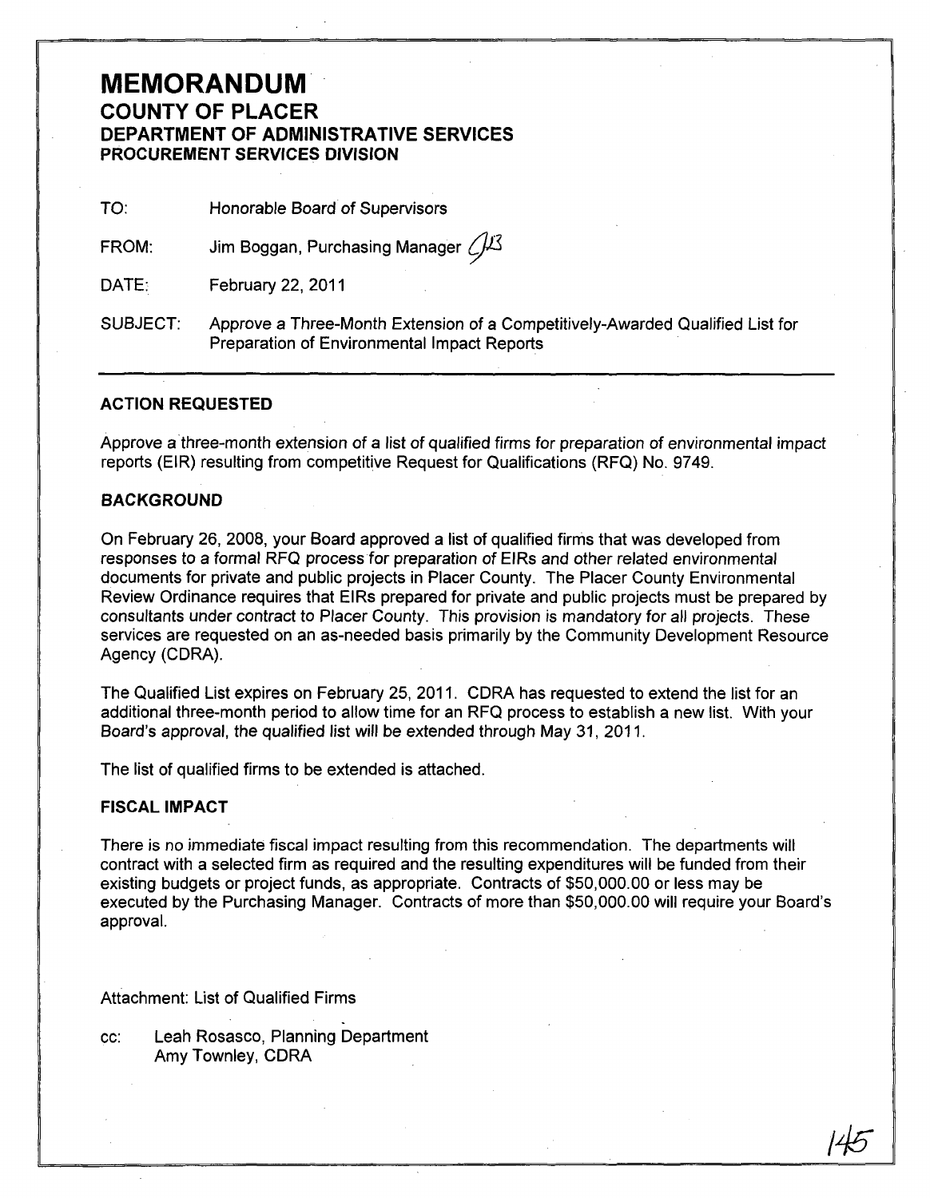# MEMORANDUM

## COUNTY OF PLACER

## DEPARTMENT OF ADMINISTRATIVE SERVICES

### PROCUREMENT SERVICES DIVISION

TO: Honorable Board of Supervisors

FROM: Jim Boggan, Purchasing Manager

DATE: February 22, 2011

SUBJECT: Approve a Three-Month Extension of a Competitively-Awarded Qualified List for Preparation of Environmental Impact Reports

---

**ACTION REQUESTED**

Approve a three-month extension of a list of qualified firms for preparation of environmental impact reports (EIR) resulting from competitive Request for Qualifications (RFQ) No. 9749.

**BACKGROUND**

On February 26, 2008, your Board approved a list of qualified firms that was developed from responses to a formal RFQ process for preparation of EIRs and other related environmental documents for private and public projects in Placer County. The Placer County Environmental Review Ordinance requires that EIRs prepared for private and public projects must be prepared by consultants under contract to Placer County. This provision is mandatory for all projects. These services are requested on an as-needed basis primarily by the Community Development Resource Agency (CDRA).

The Qualified List expires on February 25, 2011. CDRA has requested to extend the list for an additional three-month period to allow time for an RFQ process to establish a new list. With your Board's approval, the qualified list will be extended through May 31, 2011.

The list of qualified firms to be extended is attached.

**FISCAL IMPACT**

There is no immediate fiscal impact resulting from this recommendation. The departments will contract with a selected firm as required and the resulting expenditures will be funded from their existing budgets or project funds, as appropriate. Contracts of $50,000.00 or less may be executed by the Purchasing Manager. Contracts of more than $50,000.00 will require your Board's approval.

Attachment: List of Qualified Firms

cc: Leah Rosasco, Planning Department
Amy Townley, CDRA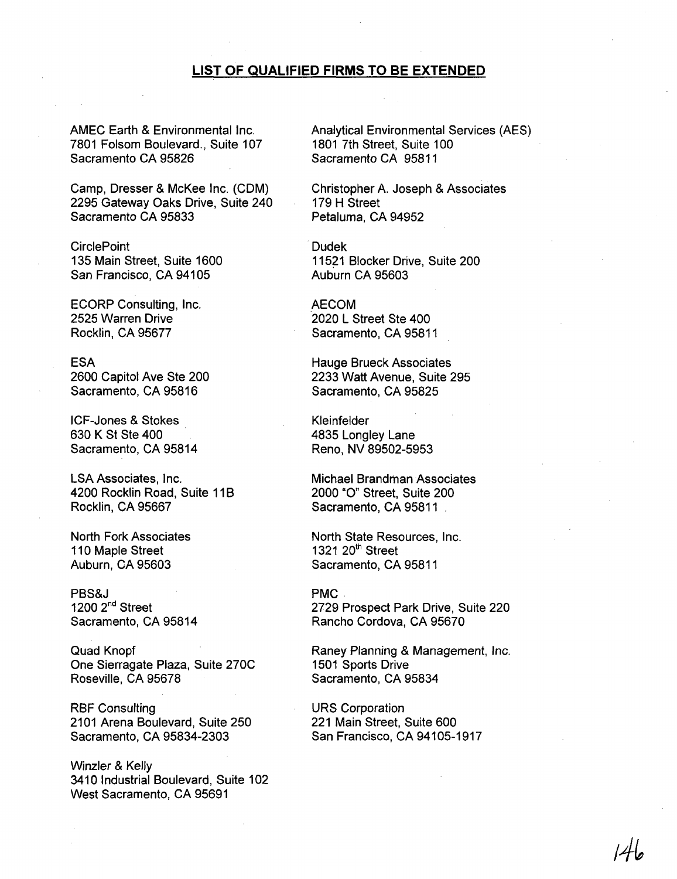## LIST OF QUALIFIED FIRMS TO BE EXTENDED

AMEC Earth & Environmental Inc.
7801 Folsom Boulevard., Suite 107
Sacramento CA 95826

Analytical Environmental Services (AES)
1801 7th Street, Suite 100
Sacramento CA 95811

Camp, Dresser & McKee Inc. (CDM)
2295 Gateway Oaks Drive, Suite 240
Sacramento CA 95833

Christopher A. Joseph & Associates
179 H Street
Petaluma, CA 94952

CirclePoint
135 Main Street, Suite 1600
San Francisco, CA 94105

Dudek
11521 Blocker Drive, Suite 200
Auburn CA 95603

ECORP Consulting, Inc.
2525 Warren Drive
Rocklin, CA 95677

AECOM
2020 L Street Ste 400
Sacramento, CA 95811

ESA
2600 Capitol Ave Ste 200
Sacramento, CA 95816

Hauge Brueck Associates
2233 Watt Avenue, Suite 295
Sacramento, CA 95825

ICF-Jones & Stokes
630 K St Ste 400
Sacramento, CA 95814

Kleinfelder
4835 Longley Lane
Reno, NV 89502-5953

LSA Associates, Inc.
4200 Rocklin Road, Suite 11B
Rocklin, CA 95667

Michael Brandman Associates
2000 "O" Street, Suite 200
Sacramento, CA 95811

North Fork Associates
110 Maple Street
Auburn, CA 95603

North State Resources, Inc.
1321 20th Street
Sacramento, CA 95811

PBS&J
1200 2nd Street
Sacramento, CA 95814

PMC
2729 Prospect Park Drive, Suite 220
Rancho Cordova, CA 95670

Quad Knopf
One Sierragate Plaza, Suite 270C
Roseville, CA 95678

Raney Planning & Management, Inc.
1501 Sports Drive
Sacramento, CA 95834

RBF Consulting
2101 Arena Boulevard, Suite 250
Sacramento, CA 95834-2303

URS Corporation
221 Main Street, Suite 600
San Francisco, CA 94105-1917

Winzler & Kelly
3410 Industrial Boulevard, Suite 102
West Sacramento, CA 95691